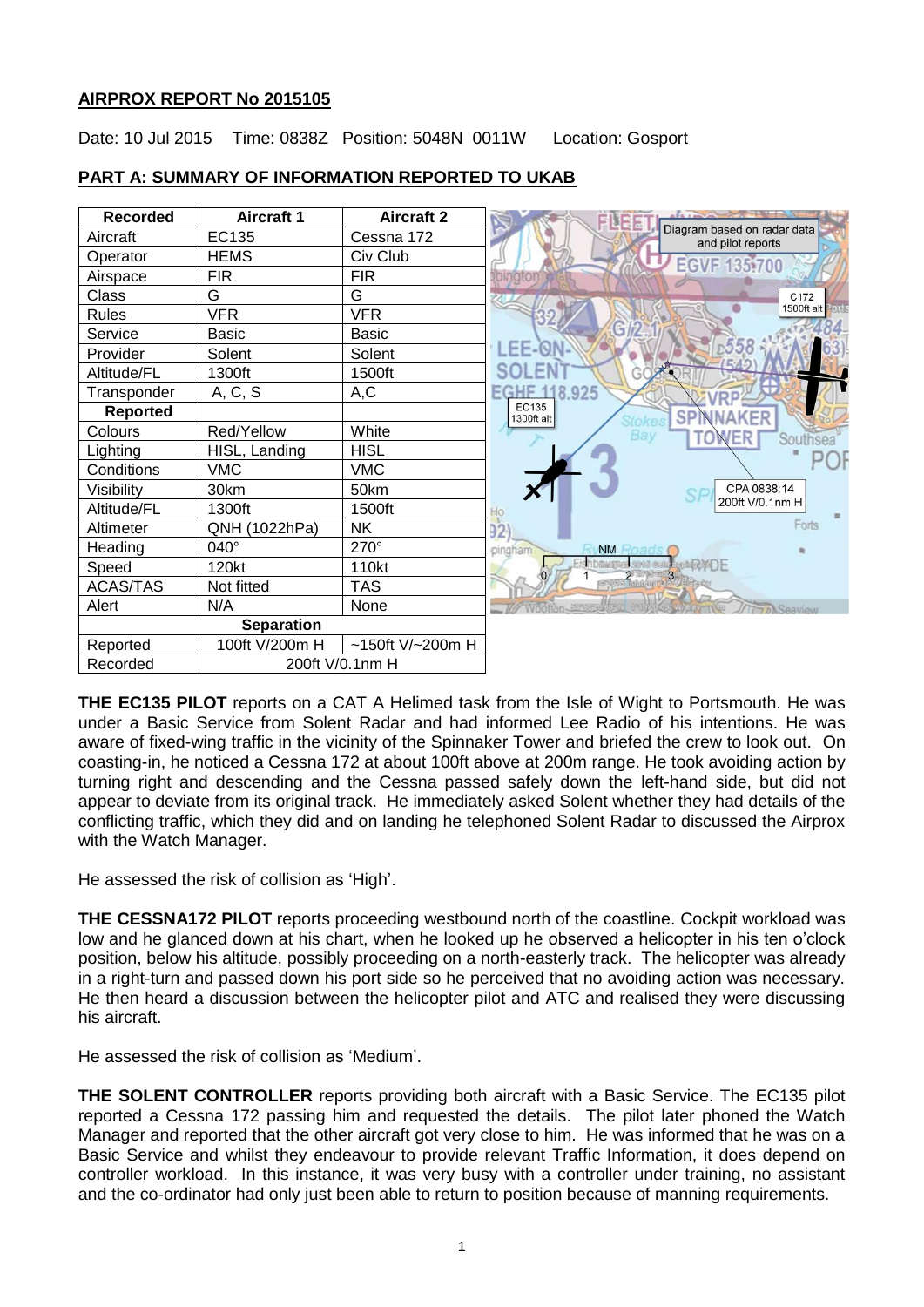**AIRPROX REPORT No 2015105**

Date: 10 Jul 2015 Time: 0838Z Position: 5048N 0011W Location: Gosport

**PART A: SUMMARY OF INFORMATION REPORTED TO UKAB**

| Recorded | Aircraft 1 | Aircraft 2 |
|---|---|---|
| Aircraft | EC135 | Cessna 172 |
| Operator | HEMS | Civ Club |
| Airspace | FIR | FIR |
| Class | G | G |
| Rules | VFR | VFR |
| Service | Basic | Basic |
| Provider | Solent | Solent |
| Altitude/FL | 1300ft | 1500ft |
| Transponder | A, C, S | A,C |
| **Reported** | | |
| Colours | Red/Yellow | White |
| Lighting | HISL, Landing | HISL |
| Conditions | VMC | VMC |
| Visibility | 30km | 50km |
| Altitude/FL | 1300ft | 1500ft |
| Altimeter | QNH (1022hPa) | NK |
| Heading | 040° | 270° |
| Speed | 120kt | 110kt |
| ACAS/TAS | Not fitted | TAS |
| Alert | N/A | None |
| **Separation** | | |
| Reported | 100ft V/200m H | ~150ft V/~200m H |
| Recorded | 200ft V/0.1nm H | |

Diagram based on radar data and pilot reports. C172 1500ft alt. EC135 1300ft alt. CPA 0838:14 200ft V/0.1nm H

**THE EC135 PILOT** reports on a CAT A Helimed task from the Isle of Wight to Portsmouth. He was under a Basic Service from Solent Radar and had informed Lee Radio of his intentions. He was aware of fixed-wing traffic in the vicinity of the Spinnaker Tower and briefed the crew to look out. On coasting-in, he noticed a Cessna 172 at about 100ft above at 200m range. He took avoiding action by turning right and descending and the Cessna passed safely down the left-hand side, but did not appear to deviate from its original track. He immediately asked Solent whether they had details of the conflicting traffic, which they did and on landing he telephoned Solent Radar to discussed the Airprox with the Watch Manager.

He assessed the risk of collision as 'High'.

**THE CESSNA172 PILOT** reports proceeding westbound north of the coastline. Cockpit workload was low and he glanced down at his chart, when he looked up he observed a helicopter in his ten o'clock position, below his altitude, possibly proceeding on a north-easterly track. The helicopter was already in a right-turn and passed down his port side so he perceived that no avoiding action was necessary. He then heard a discussion between the helicopter pilot and ATC and realised they were discussing his aircraft.

He assessed the risk of collision as 'Medium'.

**THE SOLENT CONTROLLER** reports providing both aircraft with a Basic Service. The EC135 pilot reported a Cessna 172 passing him and requested the details. The pilot later phoned the Watch Manager and reported that the other aircraft got very close to him. He was informed that he was on a Basic Service and whilst they endeavour to provide relevant Traffic Information, it does depend on controller workload. In this instance, it was very busy with a controller under training, no assistant and the co-ordinator had only just been able to return to position because of manning requirements.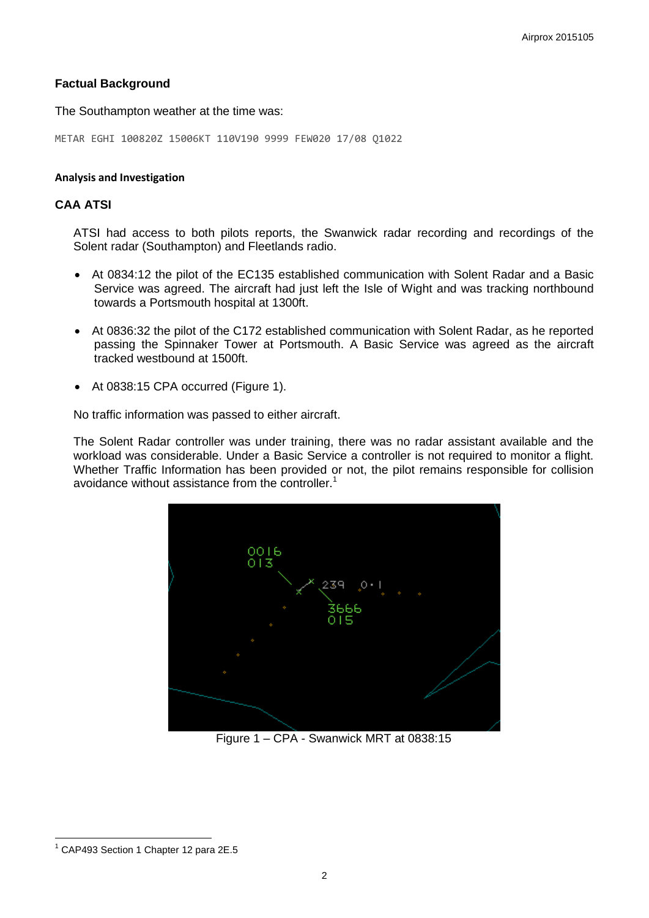### Factual Background

The Southampton weather at the time was:

```
METAR EGHI 100820Z 15006KT 110V190 9999 FEW020 17/08 Q1022
```

#### Analysis and Investigation

### CAA ATSI

ATSI had access to both pilots reports, the Swanwick radar recording and recordings of the Solent radar (Southampton) and Fleetlands radio.

- At 0834:12 the pilot of the EC135 established communication with Solent Radar and a Basic Service was agreed. The aircraft had just left the Isle of Wight and was tracking northbound towards a Portsmouth hospital at 1300ft.
- At 0836:32 the pilot of the C172 established communication with Solent Radar, as he reported passing the Spinnaker Tower at Portsmouth. A Basic Service was agreed as the aircraft tracked westbound at 1500ft.
- At 0838:15 CPA occurred (Figure 1).

No traffic information was passed to either aircraft.

The Solent Radar controller was under training, there was no radar assistant available and the workload was considerable. Under a Basic Service a controller is not required to monitor a flight. Whether Traffic Information has been provided or not, the pilot remains responsible for collision avoidance without assistance from the controller.[1]

Figure 1 – CPA - Swanwick MRT at 0838:15

[1] CAP493 Section 1 Chapter 12 para 2E.5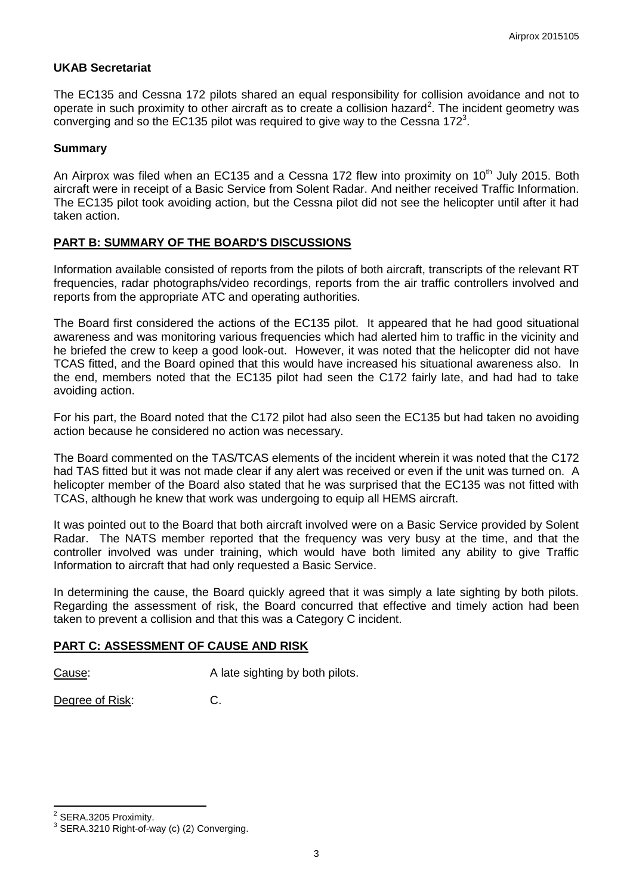**UKAB Secretariat**

The EC135 and Cessna 172 pilots shared an equal responsibility for collision avoidance and not to operate in such proximity to other aircraft as to create a collision hazard[2]. The incident geometry was converging and so the EC135 pilot was required to give way to the Cessna 172[3].

**Summary**

An Airprox was filed when an EC135 and a Cessna 172 flew into proximity on 10th July 2015. Both aircraft were in receipt of a Basic Service from Solent Radar. And neither received Traffic Information. The EC135 pilot took avoiding action, but the Cessna pilot did not see the helicopter until after it had taken action.

**PART B: SUMMARY OF THE BOARD'S DISCUSSIONS**

Information available consisted of reports from the pilots of both aircraft, transcripts of the relevant RT frequencies, radar photographs/video recordings, reports from the air traffic controllers involved and reports from the appropriate ATC and operating authorities.

The Board first considered the actions of the EC135 pilot. It appeared that he had good situational awareness and was monitoring various frequencies which had alerted him to traffic in the vicinity and he briefed the crew to keep a good look-out. However, it was noted that the helicopter did not have TCAS fitted, and the Board opined that this would have increased his situational awareness also. In the end, members noted that the EC135 pilot had seen the C172 fairly late, and had had to take avoiding action.

For his part, the Board noted that the C172 pilot had also seen the EC135 but had taken no avoiding action because he considered no action was necessary.

The Board commented on the TAS/TCAS elements of the incident wherein it was noted that the C172 had TAS fitted but it was not made clear if any alert was received or even if the unit was turned on. A helicopter member of the Board also stated that he was surprised that the EC135 was not fitted with TCAS, although he knew that work was undergoing to equip all HEMS aircraft.

It was pointed out to the Board that both aircraft involved were on a Basic Service provided by Solent Radar. The NATS member reported that the frequency was very busy at the time, and that the controller involved was under training, which would have both limited any ability to give Traffic Information to aircraft that had only requested a Basic Service.

In determining the cause, the Board quickly agreed that it was simply a late sighting by both pilots. Regarding the assessment of risk, the Board concurred that effective and timely action had been taken to prevent a collision and that this was a Category C incident.

**PART C: ASSESSMENT OF CAUSE AND RISK**

Cause: A late sighting by both pilots.

Degree of Risk: C.

[2] SERA.3205 Proximity.

[3] SERA.3210 Right-of-way (c) (2) Converging.